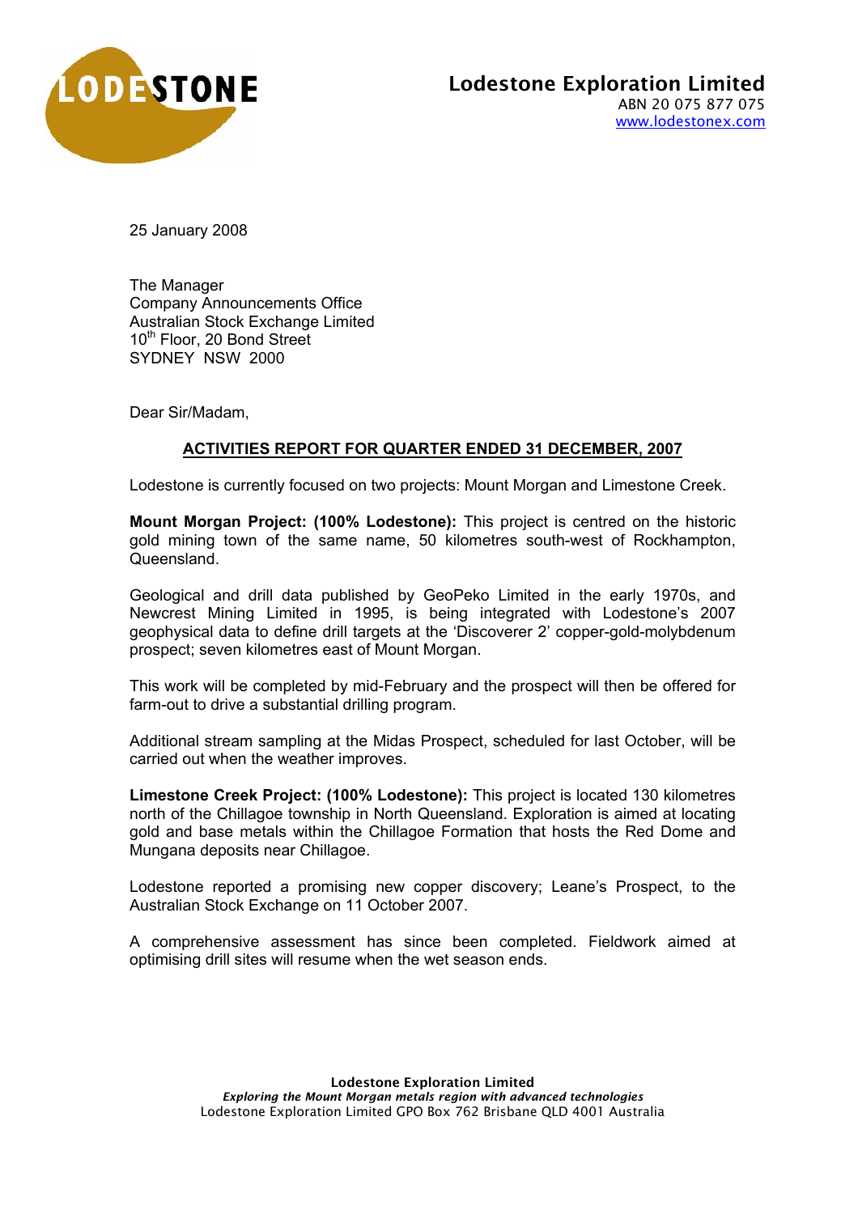**Lodestone Exploration Limited**
ABN 20 075 877 075
www.lodestonex.com

25 January 2008

The Manager
Company Announcements Office
Australian Stock Exchange Limited
10th Floor, 20 Bond Street
SYDNEY NSW 2000

Dear Sir/Madam,

## ACTIVITIES REPORT FOR QUARTER ENDED 31 DECEMBER, 2007

Lodestone is currently focused on two projects: Mount Morgan and Limestone Creek.

**Mount Morgan Project: (100% Lodestone):** This project is centred on the historic gold mining town of the same name, 50 kilometres south-west of Rockhampton, Queensland.

Geological and drill data published by GeoPeko Limited in the early 1970s, and Newcrest Mining Limited in 1995, is being integrated with Lodestone's 2007 geophysical data to define drill targets at the 'Discoverer 2' copper-gold-molybdenum prospect; seven kilometres east of Mount Morgan.

This work will be completed by mid-February and the prospect will then be offered for farm-out to drive a substantial drilling program.

Additional stream sampling at the Midas Prospect, scheduled for last October, will be carried out when the weather improves.

**Limestone Creek Project: (100% Lodestone):** This project is located 130 kilometres north of the Chillagoe township in North Queensland. Exploration is aimed at locating gold and base metals within the Chillagoe Formation that hosts the Red Dome and Mungana deposits near Chillagoe.

Lodestone reported a promising new copper discovery; Leane's Prospect, to the Australian Stock Exchange on 11 October 2007.

A comprehensive assessment has since been completed. Fieldwork aimed at optimising drill sites will resume when the wet season ends.

**Lodestone Exploration Limited**
*Exploring the Mount Morgan metals region with advanced technologies*
Lodestone Exploration Limited GPO Box 762 Brisbane QLD 4001 Australia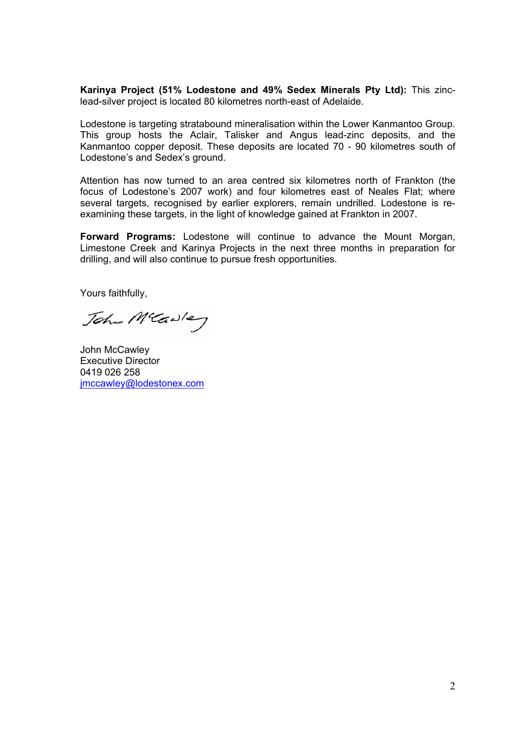**Karinya Project (51% Lodestone and 49% Sedex Minerals Pty Ltd):** This zinc-lead-silver project is located 80 kilometres north-east of Adelaide.

Lodestone is targeting stratabound mineralisation within the Lower Kanmantoo Group. This group hosts the Aclair, Talisker and Angus lead-zinc deposits, and the Kanmantoo copper deposit. These deposits are located 70 - 90 kilometres south of Lodestone's and Sedex's ground.

Attention has now turned to an area centred six kilometres north of Frankton (the focus of Lodestone's 2007 work) and four kilometres east of Neales Flat; where several targets, recognised by earlier explorers, remain undrilled. Lodestone is re-examining these targets, in the light of knowledge gained at Frankton in 2007.

**Forward Programs:** Lodestone will continue to advance the Mount Morgan, Limestone Creek and Karinya Projects in the next three months in preparation for drilling, and will also continue to pursue fresh opportunities.

Yours faithfully,

John McCawley
Executive Director
0419 026 258
jmccawley@lodestonex.com